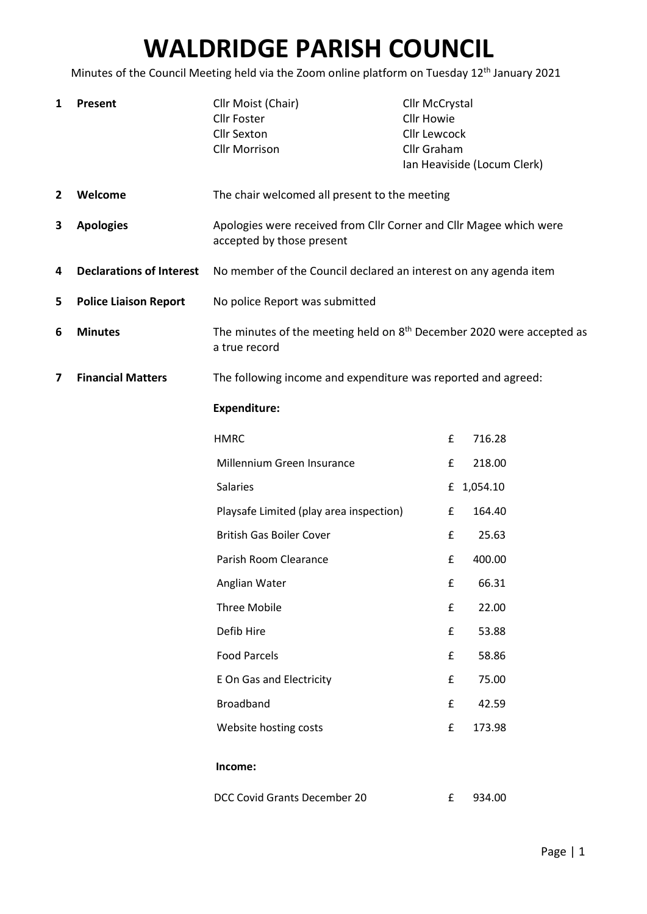# WALDRIDGE PARISH COUNCIL

Minutes of the Council Meeting held via the Zoom online platform on Tuesday 12th January 2021

**1 Present**

Cllr Moist (Chair)
Cllr Foster
Cllr Sexton
Cllr Morrison
Cllr McCrystal
Cllr Howie
Cllr Lewcock
Cllr Graham
Ian Heaviside (Locum Clerk)

**2 Welcome**

The chair welcomed all present to the meeting

**3 Apologies**

Apologies were received from Cllr Corner and Cllr Magee which were accepted by those present

**4 Declarations of Interest**

No member of the Council declared an interest on any agenda item

**5 Police Liaison Report**

No police Report was submitted

**6 Minutes**

The minutes of the meeting held on 8th December 2020 were accepted as a true record

**7 Financial Matters**

The following income and expenditure was reported and agreed:

**Expenditure:**

| | | |
|---|---|---|
| HMRC | £ | 716.28 |
| Millennium Green Insurance | £ | 218.00 |
| Salaries | £ | 1,054.10 |
| Playsafe Limited (play area inspection) | £ | 164.40 |
| British Gas Boiler Cover | £ | 25.63 |
| Parish Room Clearance | £ | 400.00 |
| Anglian Water | £ | 66.31 |
| Three Mobile | £ | 22.00 |
| Defib Hire | £ | 53.88 |
| Food Parcels | £ | 58.86 |
| E On Gas and Electricity | £ | 75.00 |
| Broadband | £ | 42.59 |
| Website hosting costs | £ | 173.98 |

**Income:**

| | | |
|---|---|---|
| DCC Covid Grants December 20 | £ | 934.00 |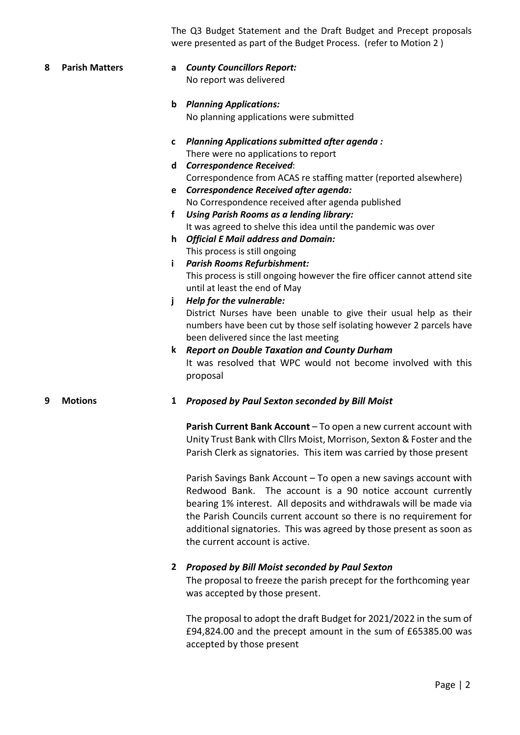The Q3 Budget Statement and the Draft Budget and Precept proposals were presented as part of the Budget Process. (refer to Motion 2 )

**8 Parish Matters**

**a** ***County Councillors Report:***
No report was delivered

**b** ***Planning Applications:***
No planning applications were submitted

**c** ***Planning Applications submitted after agenda :***
There were no applications to report

**d** ***Correspondence Received*:**
Correspondence from ACAS re staffing matter (reported alsewhere)

**e** ***Correspondence Received after agenda:***
No Correspondence received after agenda published

**f** ***Using Parish Rooms as a lending library:***
It was agreed to shelve this idea until the pandemic was over

**h** ***Official E Mail address and Domain:***
This process is still ongoing

**i** ***Parish Rooms Refurbishment:***
This process is still ongoing however the fire officer cannot attend site until at least the end of May

**j** ***Help for the vulnerable:***
District Nurses have been unable to give their usual help as their numbers have been cut by those self isolating however 2 parcels have been delivered since the last meeting

**k** ***Report on Double Taxation and County Durham***
It was resolved that WPC would not become involved with this proposal

**9 Motions**

**1** ***Proposed by Paul Sexton seconded by Bill Moist***

**Parish Current Bank Account** – To open a new current account with Unity Trust Bank with Cllrs Moist, Morrison, Sexton & Foster and the Parish Clerk as signatories. This item was carried by those present

Parish Savings Bank Account – To open a new savings account with Redwood Bank. The account is a 90 notice account currently bearing 1% interest. All deposits and withdrawals will be made via the Parish Councils current account so there is no requirement for additional signatories. This was agreed by those present as soon as the current account is active.

**2** ***Proposed by Bill Moist seconded by Paul Sexton***
The proposal to freeze the parish precept for the forthcoming year was accepted by those present.

The proposal to adopt the draft Budget for 2021/2022 in the sum of £94,824.00 and the precept amount in the sum of £65385.00 was accepted by those present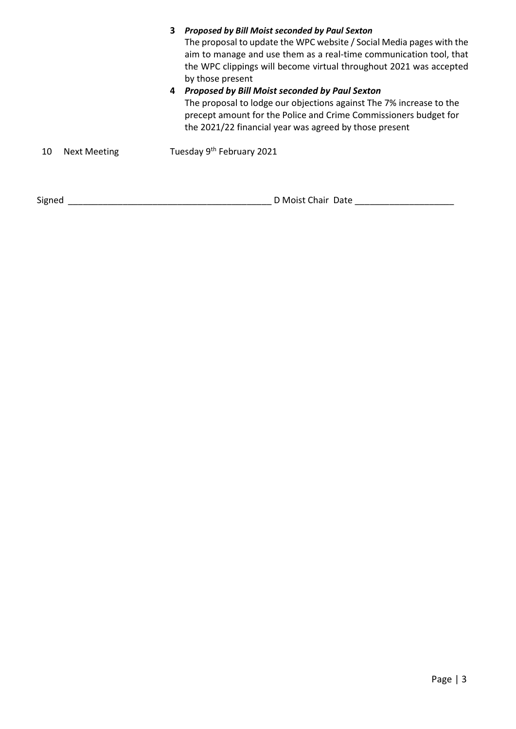3. ***Proposed by Bill Moist seconded by Paul Sexton***
   The proposal to update the WPC website / Social Media pages with the aim to manage and use them as a real-time communication tool, that the WPC clippings will become virtual throughout 2021 was accepted by those present
4. ***Proposed by Bill Moist seconded by Paul Sexton***
   The proposal to lodge our objections against The 7% increase to the precept amount for the Police and Crime Commissioners budget for the 2021/22 financial year was agreed by those present

10 Next Meeting — Tuesday 9th February 2021

Signed ________________________________________ D Moist Chair Date ____________________